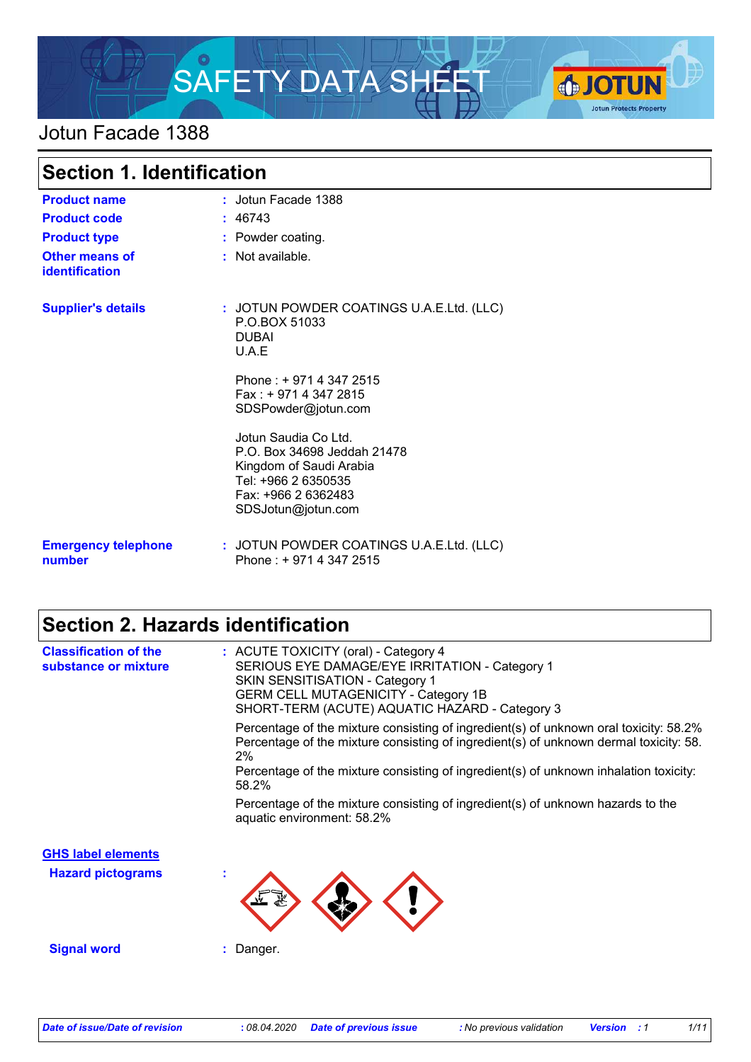# SAFETY DATA SHEET

## Jotun Facade 1388

## Section 1. Identification

| | | |
|---|---|---|
| **Product name** | : | Jotun Facade 1388 |
| **Product code** | : | 46743 |
| **Product type** | : | Powder coating. |
| **Other means of identification** | : | Not available. |
| **Supplier's details** | : | JOTUN POWDER COATINGS U.A.E.Ltd. (LLC)<br>P.O.BOX 51033<br>DUBAI<br>U.A.E<br><br>Phone : + 971 4 347 2515<br>Fax : + 971 4 347 2815<br>SDSPowder@jotun.com<br><br>Jotun Saudia Co Ltd.<br>P.O. Box 34698 Jeddah 21478<br>Kingdom of Saudi Arabia<br>Tel: +966 2 6350535<br>Fax: +966 2 6362483<br>SDSJotun@jotun.com |
| **Emergency telephone number** | : | JOTUN POWDER COATINGS U.A.E.Ltd. (LLC)<br>Phone : + 971 4 347 2515 |

## Section 2. Hazards identification

**Classification of the substance or mixture** : ACUTE TOXICITY (oral) - Category 4
SERIOUS EYE DAMAGE/EYE IRRITATION - Category 1
SKIN SENSITISATION - Category 1
GERM CELL MUTAGENICITY - Category 1B
SHORT-TERM (ACUTE) AQUATIC HAZARD - Category 3

Percentage of the mixture consisting of ingredient(s) of unknown oral toxicity: 58.2%
Percentage of the mixture consisting of ingredient(s) of unknown dermal toxicity: 58.2%
Percentage of the mixture consisting of ingredient(s) of unknown inhalation toxicity: 58.2%

Percentage of the mixture consisting of ingredient(s) of unknown hazards to the aquatic environment: 58.2%

**GHS label elements**

**Hazard pictograms** :

**Signal word** : Danger.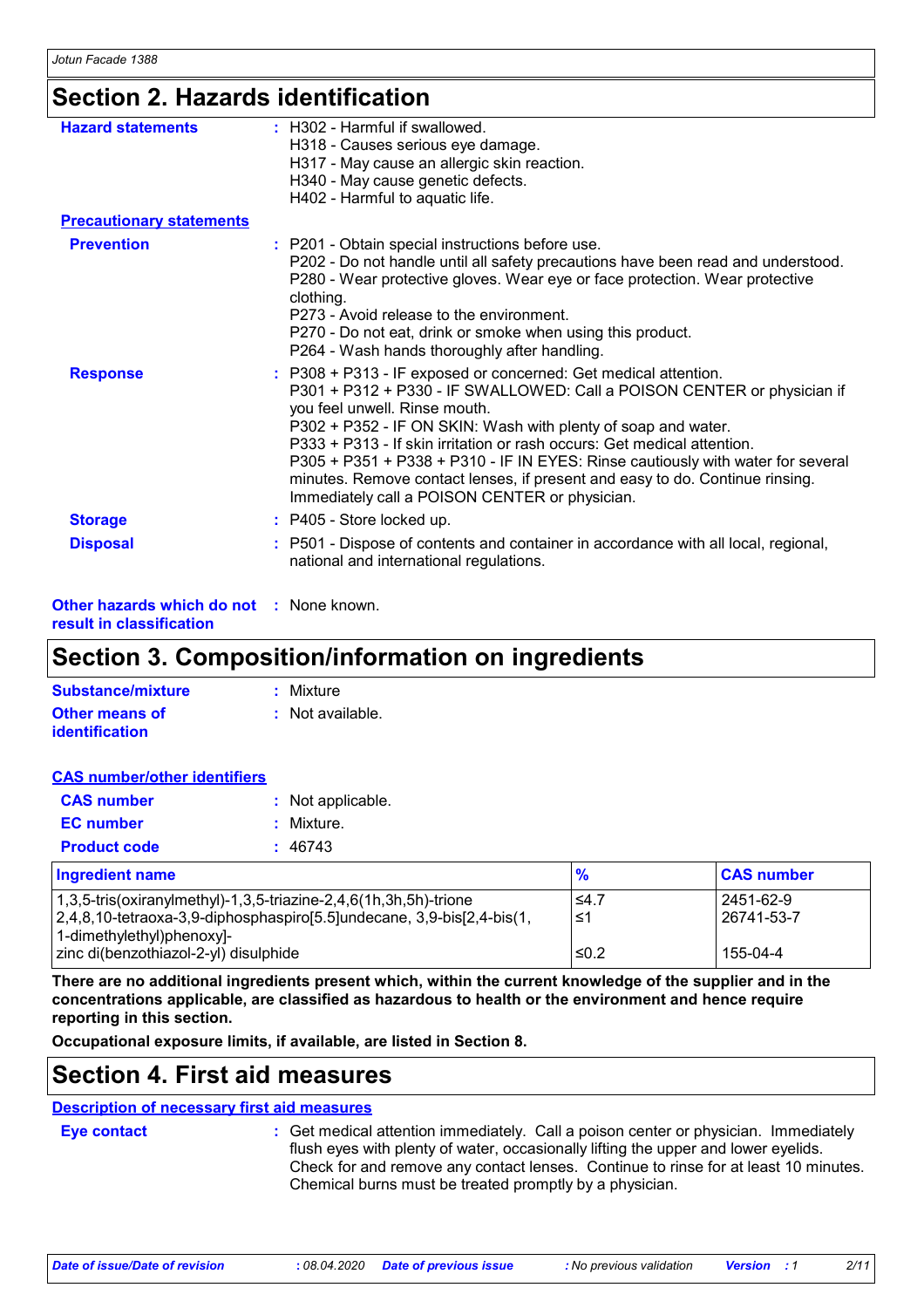## Section 2. Hazards identification

**Hazard statements** : H302 - Harmful if swallowed.
H318 - Causes serious eye damage.
H317 - May cause an allergic skin reaction.
H340 - May cause genetic defects.
H402 - Harmful to aquatic life.

**Precautionary statements**

**Prevention** : P201 - Obtain special instructions before use.
P202 - Do not handle until all safety precautions have been read and understood.
P280 - Wear protective gloves. Wear eye or face protection. Wear protective clothing.
P273 - Avoid release to the environment.
P270 - Do not eat, drink or smoke when using this product.
P264 - Wash hands thoroughly after handling.

**Response** : P308 + P313 - IF exposed or concerned: Get medical attention.
P301 + P312 + P330 - IF SWALLOWED: Call a POISON CENTER or physician if you feel unwell. Rinse mouth.
P302 + P352 - IF ON SKIN: Wash with plenty of soap and water.
P333 + P313 - If skin irritation or rash occurs: Get medical attention.
P305 + P351 + P338 + P310 - IF IN EYES: Rinse cautiously with water for several minutes. Remove contact lenses, if present and easy to do. Continue rinsing. Immediately call a POISON CENTER or physician.

**Storage** : P405 - Store locked up.

**Disposal** : P501 - Dispose of contents and container in accordance with all local, regional, national and international regulations.

**Other hazards which do not result in classification** : None known.

## Section 3. Composition/information on ingredients

**Substance/mixture** : Mixture

**Other means of identification** : Not available.

**CAS number/other identifiers**

**CAS number** : Not applicable.

**EC number** : Mixture.

**Product code** : 46743

| Ingredient name | % | CAS number |
|---|---|---|
| 1,3,5-tris(oxiranylmethyl)-1,3,5-triazine-2,4,6(1h,3h,5h)-trione | ≤4.7 | 2451-62-9 |
| 2,4,8,10-tetraoxa-3,9-diphosphaspiro[5.5]undecane, 3,9-bis[2,4-bis(1,1-dimethylethyl)phenoxy]- | ≤1 | 26741-53-7 |
| zinc di(benzothiazol-2-yl) disulphide | ≤0.2 | 155-04-4 |

**There are no additional ingredients present which, within the current knowledge of the supplier and in the concentrations applicable, are classified as hazardous to health or the environment and hence require reporting in this section.**

**Occupational exposure limits, if available, are listed in Section 8.**

## Section 4. First aid measures

**Description of necessary first aid measures**

**Eye contact** : Get medical attention immediately. Call a poison center or physician. Immediately flush eyes with plenty of water, occasionally lifting the upper and lower eyelids. Check for and remove any contact lenses. Continue to rinse for at least 10 minutes. Chemical burns must be treated promptly by a physician.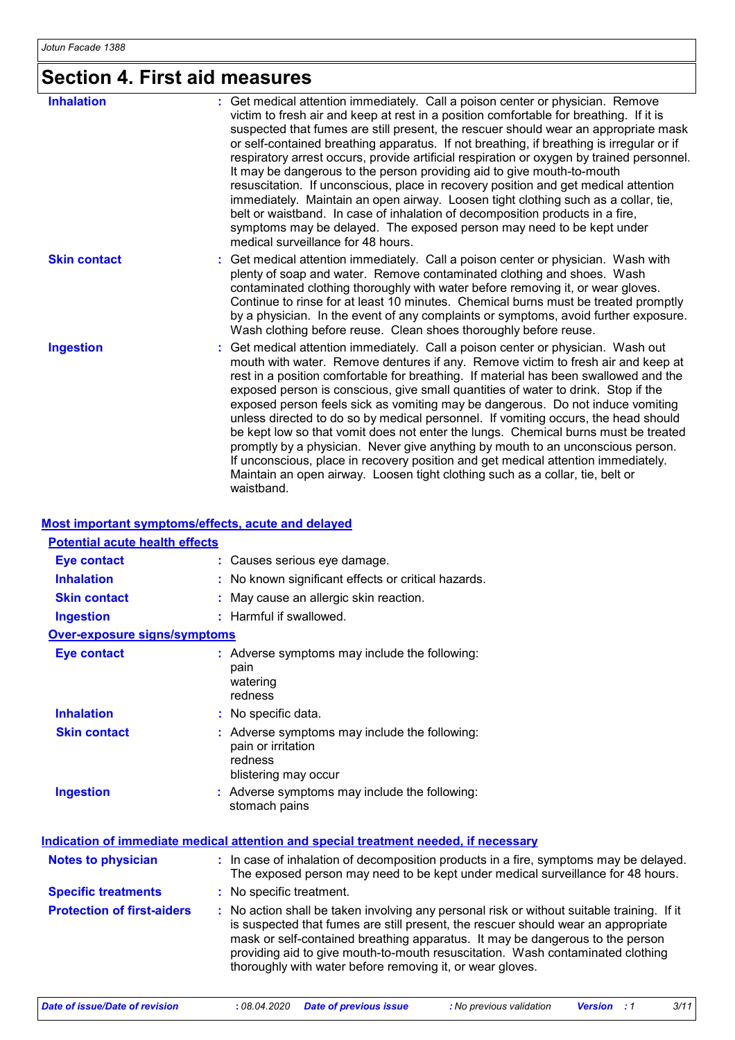# Section 4. First aid measures

**Inhalation** : Get medical attention immediately. Call a poison center or physician. Remove victim to fresh air and keep at rest in a position comfortable for breathing. If it is suspected that fumes are still present, the rescuer should wear an appropriate mask or self-contained breathing apparatus. If not breathing, if breathing is irregular or if respiratory arrest occurs, provide artificial respiration or oxygen by trained personnel. It may be dangerous to the person providing aid to give mouth-to-mouth resuscitation. If unconscious, place in recovery position and get medical attention immediately. Maintain an open airway. Loosen tight clothing such as a collar, tie, belt or waistband. In case of inhalation of decomposition products in a fire, symptoms may be delayed. The exposed person may need to be kept under medical surveillance for 48 hours.

**Skin contact** : Get medical attention immediately. Call a poison center or physician. Wash with plenty of soap and water. Remove contaminated clothing and shoes. Wash contaminated clothing thoroughly with water before removing it, or wear gloves. Continue to rinse for at least 10 minutes. Chemical burns must be treated promptly by a physician. In the event of any complaints or symptoms, avoid further exposure. Wash clothing before reuse. Clean shoes thoroughly before reuse.

**Ingestion** : Get medical attention immediately. Call a poison center or physician. Wash out mouth with water. Remove dentures if any. Remove victim to fresh air and keep at rest in a position comfortable for breathing. If material has been swallowed and the exposed person is conscious, give small quantities of water to drink. Stop if the exposed person feels sick as vomiting may be dangerous. Do not induce vomiting unless directed to do so by medical personnel. If vomiting occurs, the head should be kept low so that vomit does not enter the lungs. Chemical burns must be treated promptly by a physician. Never give anything by mouth to an unconscious person. If unconscious, place in recovery position and get medical attention immediately. Maintain an open airway. Loosen tight clothing such as a collar, tie, belt or waistband.

## Most important symptoms/effects, acute and delayed

### Potential acute health effects

**Eye contact** : Causes serious eye damage.

**Inhalation** : No known significant effects or critical hazards.

**Skin contact** : May cause an allergic skin reaction.

**Ingestion** : Harmful if swallowed.

### Over-exposure signs/symptoms

**Eye contact** : Adverse symptoms may include the following:
pain
watering
redness

**Inhalation** : No specific data.

**Skin contact** : Adverse symptoms may include the following:
pain or irritation
redness
blistering may occur

**Ingestion** : Adverse symptoms may include the following:
stomach pains

## Indication of immediate medical attention and special treatment needed, if necessary

**Notes to physician** : In case of inhalation of decomposition products in a fire, symptoms may be delayed. The exposed person may need to be kept under medical surveillance for 48 hours.

**Specific treatments** : No specific treatment.

**Protection of first-aiders** : No action shall be taken involving any personal risk or without suitable training. If it is suspected that fumes are still present, the rescuer should wear an appropriate mask or self-contained breathing apparatus. It may be dangerous to the person providing aid to give mouth-to-mouth resuscitation. Wash contaminated clothing thoroughly with water before removing it, or wear gloves.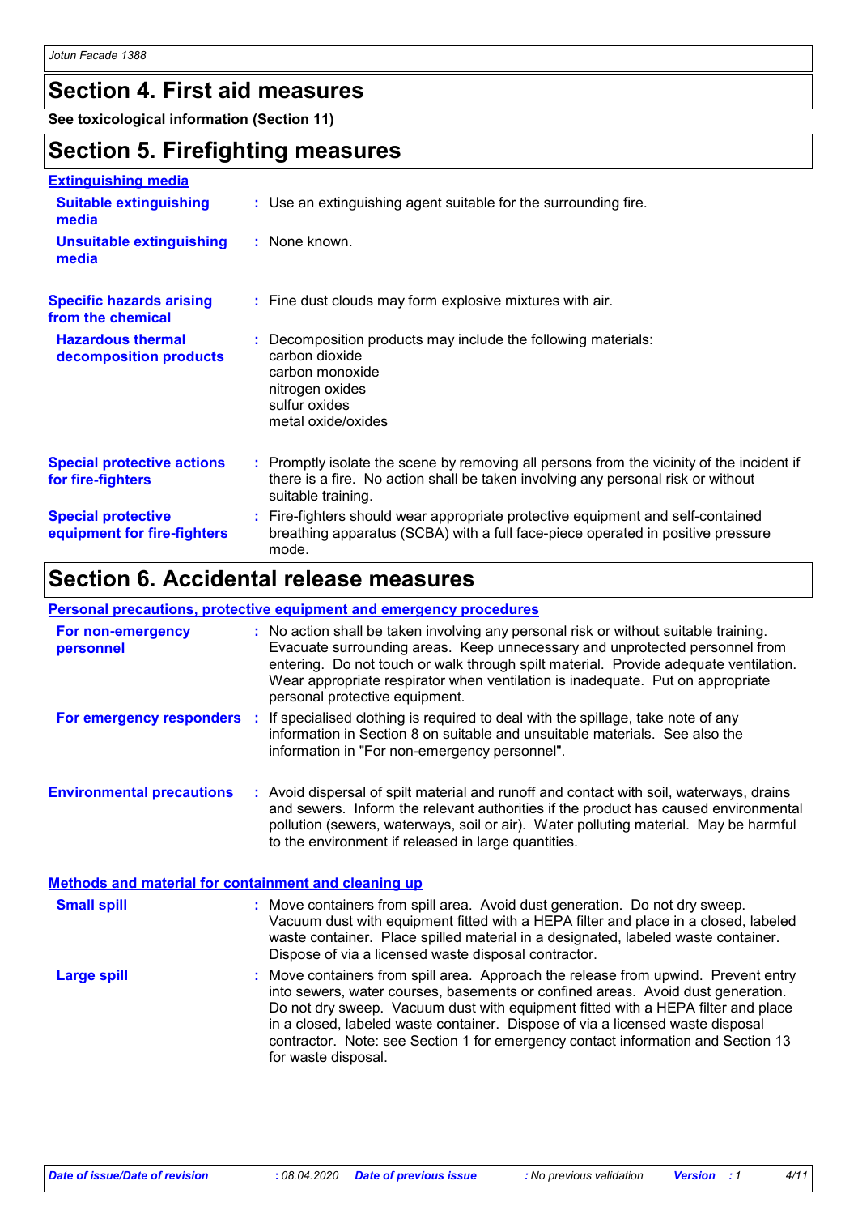## Section 4. First aid measures

**See toxicological information (Section 11)**

## Section 5. Firefighting measures

### Extinguishing media

**Suitable extinguishing media** : Use an extinguishing agent suitable for the surrounding fire.

**Unsuitable extinguishing media** : None known.

**Specific hazards arising from the chemical** : Fine dust clouds may form explosive mixtures with air.

**Hazardous thermal decomposition products** : Decomposition products may include the following materials:
carbon dioxide
carbon monoxide
nitrogen oxides
sulfur oxides
metal oxide/oxides

**Special protective actions for fire-fighters** : Promptly isolate the scene by removing all persons from the vicinity of the incident if there is a fire. No action shall be taken involving any personal risk or without suitable training.

**Special protective equipment for fire-fighters** : Fire-fighters should wear appropriate protective equipment and self-contained breathing apparatus (SCBA) with a full face-piece operated in positive pressure mode.

## Section 6. Accidental release measures

### Personal precautions, protective equipment and emergency procedures

**For non-emergency personnel** : No action shall be taken involving any personal risk or without suitable training. Evacuate surrounding areas. Keep unnecessary and unprotected personnel from entering. Do not touch or walk through spilt material. Provide adequate ventilation. Wear appropriate respirator when ventilation is inadequate. Put on appropriate personal protective equipment.

**For emergency responders** : If specialised clothing is required to deal with the spillage, take note of any information in Section 8 on suitable and unsuitable materials. See also the information in "For non-emergency personnel".

**Environmental precautions** : Avoid dispersal of spilt material and runoff and contact with soil, waterways, drains and sewers. Inform the relevant authorities if the product has caused environmental pollution (sewers, waterways, soil or air). Water polluting material. May be harmful to the environment if released in large quantities.

### Methods and material for containment and cleaning up

**Small spill** : Move containers from spill area. Avoid dust generation. Do not dry sweep. Vacuum dust with equipment fitted with a HEPA filter and place in a closed, labeled waste container. Place spilled material in a designated, labeled waste container. Dispose of via a licensed waste disposal contractor.

**Large spill** : Move containers from spill area. Approach the release from upwind. Prevent entry into sewers, water courses, basements or confined areas. Avoid dust generation. Do not dry sweep. Vacuum dust with equipment fitted with a HEPA filter and place in a closed, labeled waste container. Dispose of via a licensed waste disposal contractor. Note: see Section 1 for emergency contact information and Section 13 for waste disposal.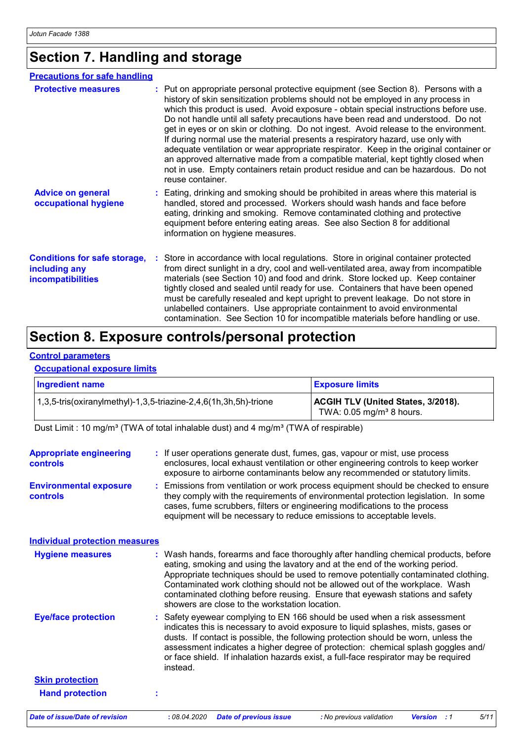# Section 7. Handling and storage

## Precautions for safe handling

**Protective measures** : Put on appropriate personal protective equipment (see Section 8). Persons with a history of skin sensitization problems should not be employed in any process in which this product is used. Avoid exposure - obtain special instructions before use. Do not handle until all safety precautions have been read and understood. Do not get in eyes or on skin or clothing. Do not ingest. Avoid release to the environment. If during normal use the material presents a respiratory hazard, use only with adequate ventilation or wear appropriate respirator. Keep in the original container or an approved alternative made from a compatible material, kept tightly closed when not in use. Empty containers retain product residue and can be hazardous. Do not reuse container.

**Advice on general occupational hygiene** : Eating, drinking and smoking should be prohibited in areas where this material is handled, stored and processed. Workers should wash hands and face before eating, drinking and smoking. Remove contaminated clothing and protective equipment before entering eating areas. See also Section 8 for additional information on hygiene measures.

**Conditions for safe storage, including any incompatibilities** : Store in accordance with local regulations. Store in original container protected from direct sunlight in a dry, cool and well-ventilated area, away from incompatible materials (see Section 10) and food and drink. Store locked up. Keep container tightly closed and sealed until ready for use. Containers that have been opened must be carefully resealed and kept upright to prevent leakage. Do not store in unlabelled containers. Use appropriate containment to avoid environmental contamination. See Section 10 for incompatible materials before handling or use.

# Section 8. Exposure controls/personal protection

## Control parameters

### Occupational exposure limits

| Ingredient name | Exposure limits |
|---|---|
| 1,3,5-tris(oxiranylmethyl)-1,3,5-triazine-2,4,6(1h,3h,5h)-trione | **ACGIH TLV (United States, 3/2018).** TWA: 0.05 mg/m³ 8 hours. |

Dust Limit : 10 mg/m³ (TWA of total inhalable dust) and 4 mg/m³ (TWA of respirable)

**Appropriate engineering controls** : If user operations generate dust, fumes, gas, vapour or mist, use process enclosures, local exhaust ventilation or other engineering controls to keep worker exposure to airborne contaminants below any recommended or statutory limits.

**Environmental exposure controls** : Emissions from ventilation or work process equipment should be checked to ensure they comply with the requirements of environmental protection legislation. In some cases, fume scrubbers, filters or engineering modifications to the process equipment will be necessary to reduce emissions to acceptable levels.

## Individual protection measures

**Hygiene measures** : Wash hands, forearms and face thoroughly after handling chemical products, before eating, smoking and using the lavatory and at the end of the working period. Appropriate techniques should be used to remove potentially contaminated clothing. Contaminated work clothing should not be allowed out of the workplace. Wash contaminated clothing before reusing. Ensure that eyewash stations and safety showers are close to the workstation location.

**Eye/face protection** : Safety eyewear complying to EN 166 should be used when a risk assessment indicates this is necessary to avoid exposure to liquid splashes, mists, gases or dusts. If contact is possible, the following protection should be worn, unless the assessment indicates a higher degree of protection: chemical splash goggles and/or face shield. If inhalation hazards exist, a full-face respirator may be required instead.

### Skin protection

**Hand protection** :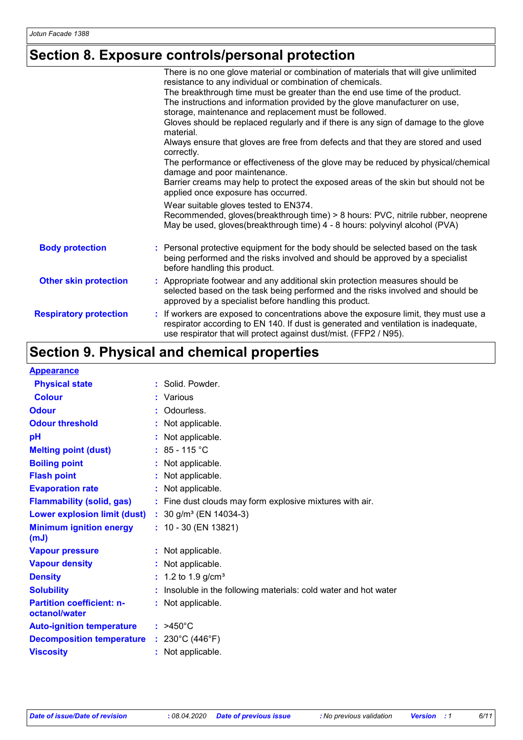# Section 8. Exposure controls/personal protection

There is no one glove material or combination of materials that will give unlimited resistance to any individual or combination of chemicals.
The breakthrough time must be greater than the end use time of the product.
The instructions and information provided by the glove manufacturer on use, storage, maintenance and replacement must be followed.
Gloves should be replaced regularly and if there is any sign of damage to the glove material.
Always ensure that gloves are free from defects and that they are stored and used correctly.
The performance or effectiveness of the glove may be reduced by physical/chemical damage and poor maintenance.
Barrier creams may help to protect the exposed areas of the skin but should not be applied once exposure has occurred.

Wear suitable gloves tested to EN374.
Recommended, gloves(breakthrough time) > 8 hours: PVC, nitrile rubber, neoprene
May be used, gloves(breakthrough time) 4 - 8 hours: polyvinyl alcohol (PVA)

**Body protection** : Personal protective equipment for the body should be selected based on the task being performed and the risks involved and should be approved by a specialist before handling this product.

**Other skin protection** : Appropriate footwear and any additional skin protection measures should be selected based on the task being performed and the risks involved and should be approved by a specialist before handling this product.

**Respiratory protection** : If workers are exposed to concentrations above the exposure limit, they must use a respirator according to EN 140. If dust is generated and ventilation is inadequate, use respirator that will protect against dust/mist. (FFP2 / N95).

# Section 9. Physical and chemical properties

**Appearance**

| | |
|---|---|
| **Physical state** | : Solid. Powder. |
| **Colour** | : Various |
| **Odour** | : Odourless. |
| **Odour threshold** | : Not applicable. |
| **pH** | : Not applicable. |
| **Melting point (dust)** | : 85 - 115 °C |
| **Boiling point** | : Not applicable. |
| **Flash point** | : Not applicable. |
| **Evaporation rate** | : Not applicable. |
| **Flammability (solid, gas)** | : Fine dust clouds may form explosive mixtures with air. |
| **Lower explosion limit (dust)** | : 30 g/m³ (EN 14034-3) |
| **Minimum ignition energy (mJ)** | : 10 - 30 (EN 13821) |
| **Vapour pressure** | : Not applicable. |
| **Vapour density** | : Not applicable. |
| **Density** | : 1.2 to 1.9 g/cm³ |
| **Solubility** | : Insoluble in the following materials: cold water and hot water |
| **Partition coefficient: n-octanol/water** | : Not applicable. |
| **Auto-ignition temperature** | : >450°C |
| **Decomposition temperature** | : 230°C (446°F) |
| **Viscosity** | : Not applicable. |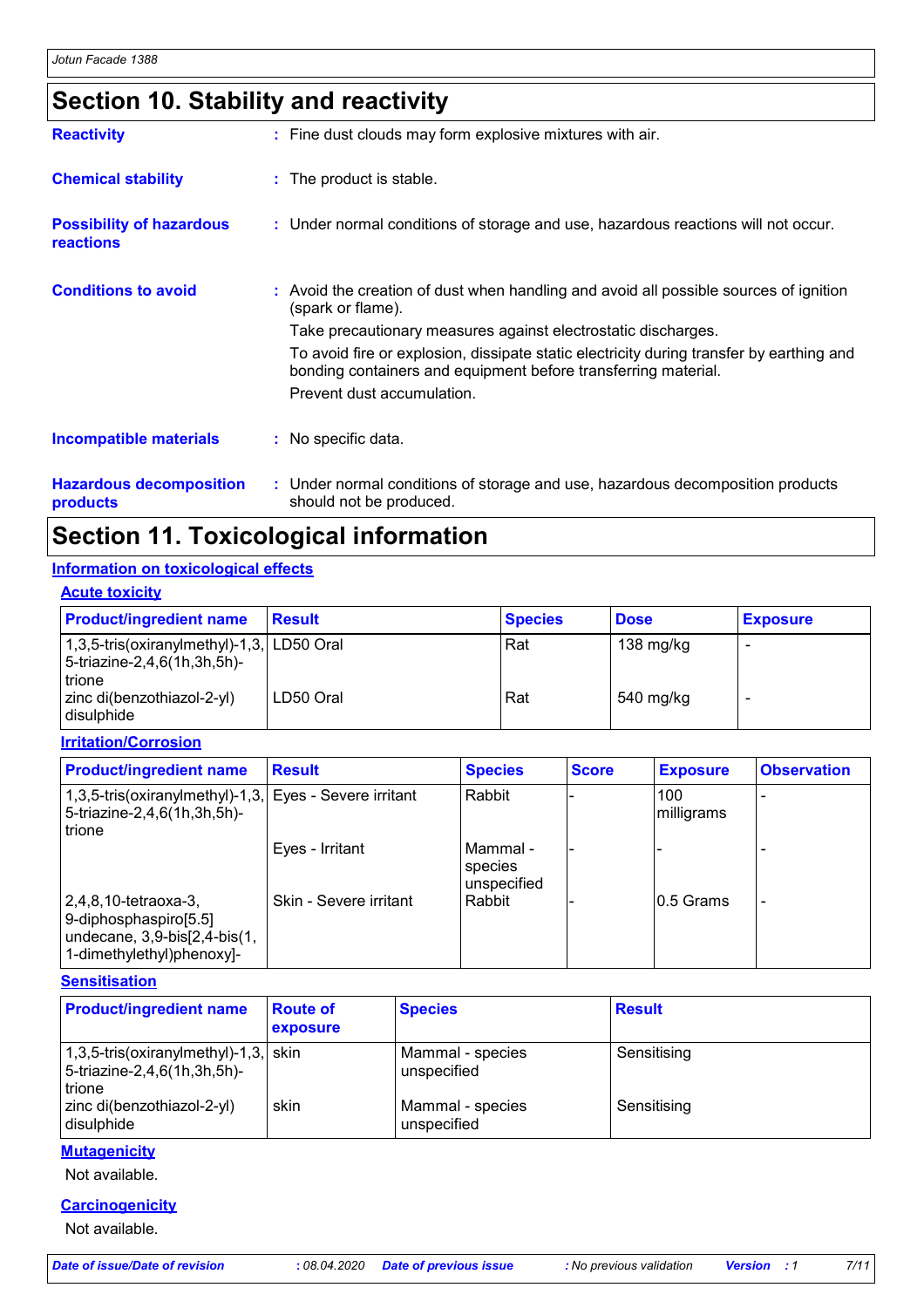## Section 10. Stability and reactivity

**Reactivity** : Fine dust clouds may form explosive mixtures with air.

**Chemical stability** : The product is stable.

**Possibility of hazardous reactions** : Under normal conditions of storage and use, hazardous reactions will not occur.

**Conditions to avoid** : Avoid the creation of dust when handling and avoid all possible sources of ignition (spark or flame).

Take precautionary measures against electrostatic discharges.

To avoid fire or explosion, dissipate static electricity during transfer by earthing and bonding containers and equipment before transferring material.

Prevent dust accumulation.

**Incompatible materials** : No specific data.

**Hazardous decomposition products** : Under normal conditions of storage and use, hazardous decomposition products should not be produced.

## Section 11. Toxicological information

### Information on toxicological effects

#### Acute toxicity

| Product/ingredient name | Result | Species | Dose | Exposure |
|---|---|---|---|---|
| 1,3,5-tris(oxiranylmethyl)-1,3,5-triazine-2,4,6(1h,3h,5h)-trione | LD50 Oral | Rat | 138 mg/kg | - |
| zinc di(benzothiazol-2-yl) disulphide | LD50 Oral | Rat | 540 mg/kg | - |

#### Irritation/Corrosion

| Product/ingredient name | Result | Species | Score | Exposure | Observation |
|---|---|---|---|---|---|
| 1,3,5-tris(oxiranylmethyl)-1,3,5-triazine-2,4,6(1h,3h,5h)-trione | Eyes - Severe irritant | Rabbit | - | 100 milligrams | - |
| | Eyes - Irritant | Mammal - species unspecified | - | - | - |
| 2,4,8,10-tetraoxa-3,9-diphosphaspiro[5.5] undecane, 3,9-bis[2,4-bis(1,1-dimethylethyl)phenoxy]- | Skin - Severe irritant | Rabbit | - | 0.5 Grams | - |

#### Sensitisation

| Product/ingredient name | Route of exposure | Species | Result |
|---|---|---|---|
| 1,3,5-tris(oxiranylmethyl)-1,3,5-triazine-2,4,6(1h,3h,5h)-trione | skin | Mammal - species unspecified | Sensitising |
| zinc di(benzothiazol-2-yl) disulphide | skin | Mammal - species unspecified | Sensitising |

#### Mutagenicity

Not available.

#### Carcinogenicity

Not available.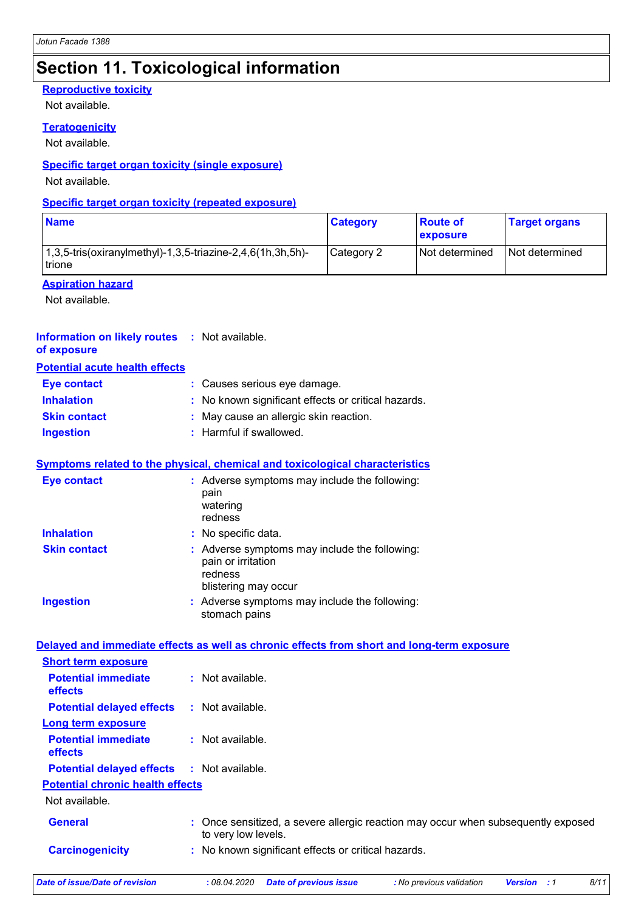## Section 11. Toxicological information

### Reproductive toxicity

Not available.

### Teratogenicity

Not available.

### Specific target organ toxicity (single exposure)

Not available.

### Specific target organ toxicity (repeated exposure)

| Name | Category | Route of exposure | Target organs |
|---|---|---|---|
| 1,3,5-tris(oxiranylmethyl)-1,3,5-triazine-2,4,6(1h,3h,5h)-trione | Category 2 | Not determined | Not determined |

### Aspiration hazard

Not available.

**Information on likely routes of exposure** : Not available.

### Potential acute health effects

**Eye contact** : Causes serious eye damage.

**Inhalation** : No known significant effects or critical hazards.

**Skin contact** : May cause an allergic skin reaction.

**Ingestion** : Harmful if swallowed.

### Symptoms related to the physical, chemical and toxicological characteristics

**Eye contact** : Adverse symptoms may include the following:
pain
watering
redness

**Inhalation** : No specific data.

**Skin contact** : Adverse symptoms may include the following:
pain or irritation
redness
blistering may occur

**Ingestion** : Adverse symptoms may include the following:
stomach pains

### Delayed and immediate effects as well as chronic effects from short and long-term exposure

#### Short term exposure

**Potential immediate effects** : Not available.

**Potential delayed effects** : Not available.

#### Long term exposure

**Potential immediate effects** : Not available.

**Potential delayed effects** : Not available.

#### Potential chronic health effects

Not available.

**General** : Once sensitized, a severe allergic reaction may occur when subsequently exposed to very low levels.

**Carcinogenicity** : No known significant effects or critical hazards.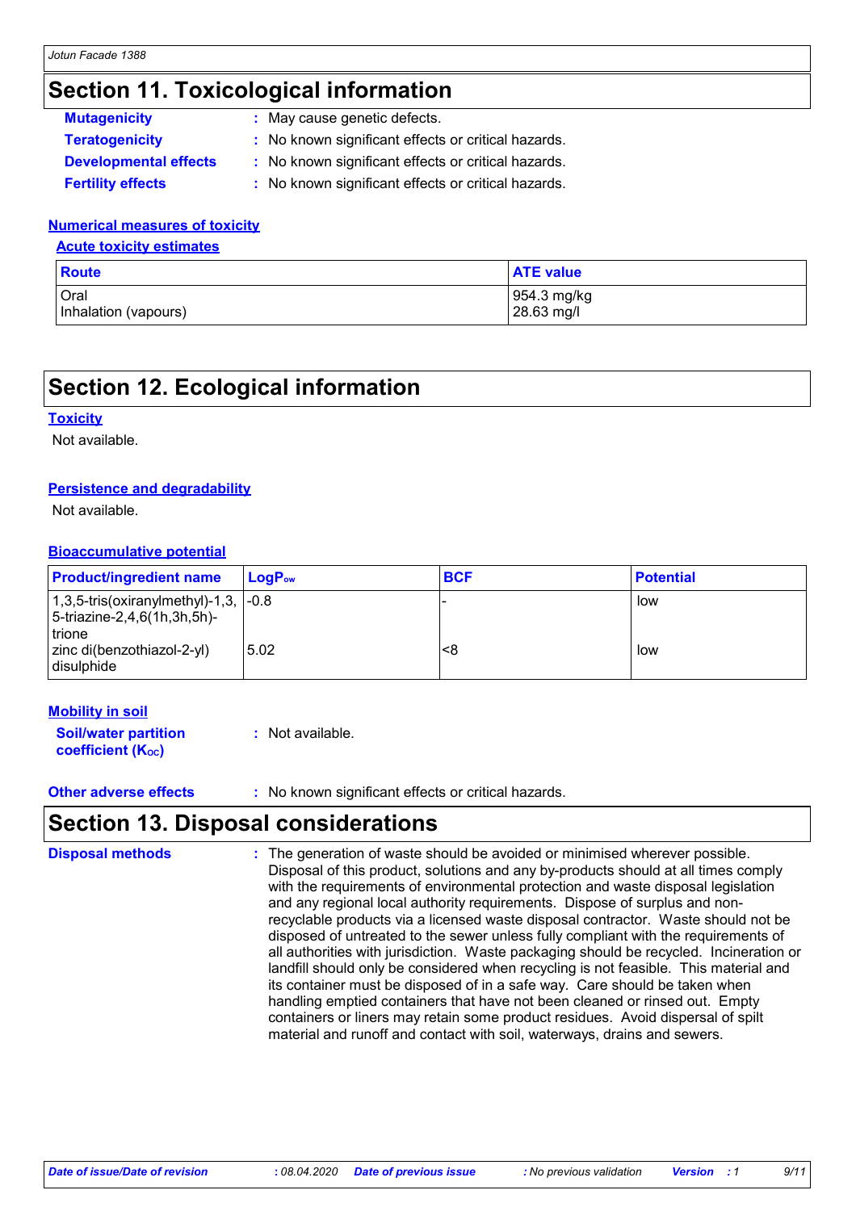## Section 11. Toxicological information

**Mutagenicity** : May cause genetic defects.

**Teratogenicity** : No known significant effects or critical hazards.

**Developmental effects** : No known significant effects or critical hazards.

**Fertility effects** : No known significant effects or critical hazards.

### Numerical measures of toxicity

#### Acute toxicity estimates

| Route | ATE value |
|---|---|
| Oral | 954.3 mg/kg |
| Inhalation (vapours) | 28.63 mg/l |

## Section 12. Ecological information

### Toxicity

Not available.

### Persistence and degradability

Not available.

### Bioaccumulative potential

| Product/ingredient name | $LogP_{ow}$ | BCF | Potential |
|---|---|---|---|
| 1,3,5-tris(oxiranylmethyl)-1,3,5-triazine-2,4,6(1h,3h,5h)-trione | -0.8 | - | low |
| zinc di(benzothiazol-2-yl) disulphide | 5.02 | <8 | low |

### Mobility in soil

**Soil/water partition coefficient ($K_{OC}$)** : Not available.

**Other adverse effects** : No known significant effects or critical hazards.

## Section 13. Disposal considerations

**Disposal methods** : The generation of waste should be avoided or minimised wherever possible. Disposal of this product, solutions and any by-products should at all times comply with the requirements of environmental protection and waste disposal legislation and any regional local authority requirements. Dispose of surplus and non-recyclable products via a licensed waste disposal contractor. Waste should not be disposed of untreated to the sewer unless fully compliant with the requirements of all authorities with jurisdiction. Waste packaging should be recycled. Incineration or landfill should only be considered when recycling is not feasible. This material and its container must be disposed of in a safe way. Care should be taken when handling emptied containers that have not been cleaned or rinsed out. Empty containers or liners may retain some product residues. Avoid dispersal of spilt material and runoff and contact with soil, waterways, drains and sewers.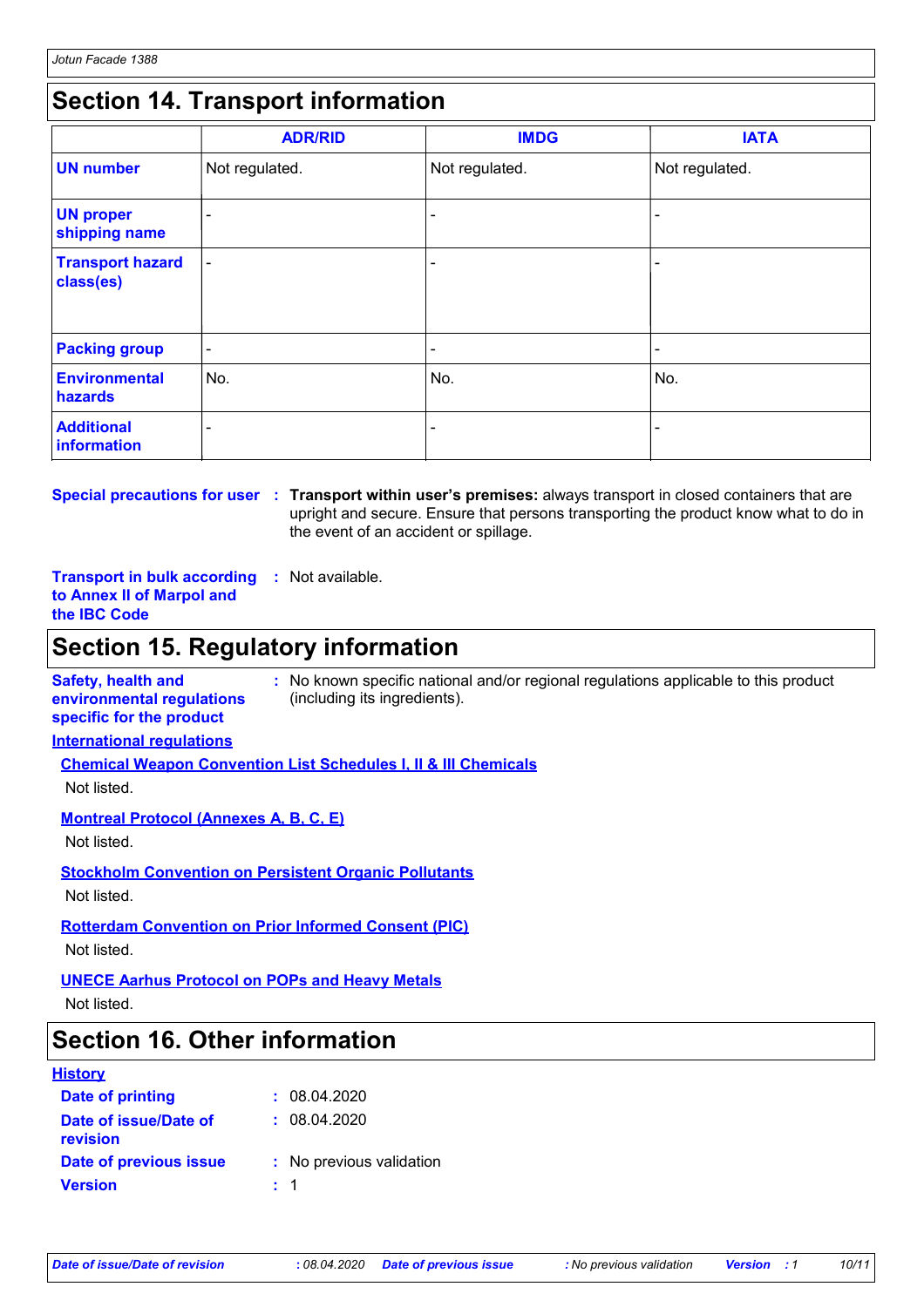## Section 14. Transport information

| | ADR/RID | IMDG | IATA |
|---|---|---|---|
| **UN number** | Not regulated. | Not regulated. | Not regulated. |
| **UN proper shipping name** | - | - | - |
| **Transport hazard class(es)** | - | - | - |
| **Packing group** | - | - | - |
| **Environmental hazards** | No. | No. | No. |
| **Additional information** | - | - | - |

**Special precautions for user** : **Transport within user's premises:** always transport in closed containers that are upright and secure. Ensure that persons transporting the product know what to do in the event of an accident or spillage.

**Transport in bulk according to Annex II of Marpol and the IBC Code** : Not available.

## Section 15. Regulatory information

**Safety, health and environmental regulations specific for the product** : No known specific national and/or regional regulations applicable to this product (including its ingredients).

**International regulations**

**Chemical Weapon Convention List Schedules I, II & III Chemicals**

Not listed.

**Montreal Protocol (Annexes A, B, C, E)**

Not listed.

**Stockholm Convention on Persistent Organic Pollutants**

Not listed.

**Rotterdam Convention on Prior Informed Consent (PIC)**

Not listed.

**UNECE Aarhus Protocol on POPs and Heavy Metals**

Not listed.

## Section 16. Other information

**History**

**Date of printing** : 08.04.2020

**Date of issue/Date of revision** : 08.04.2020

**Date of previous issue** : No previous validation

**Version** : 1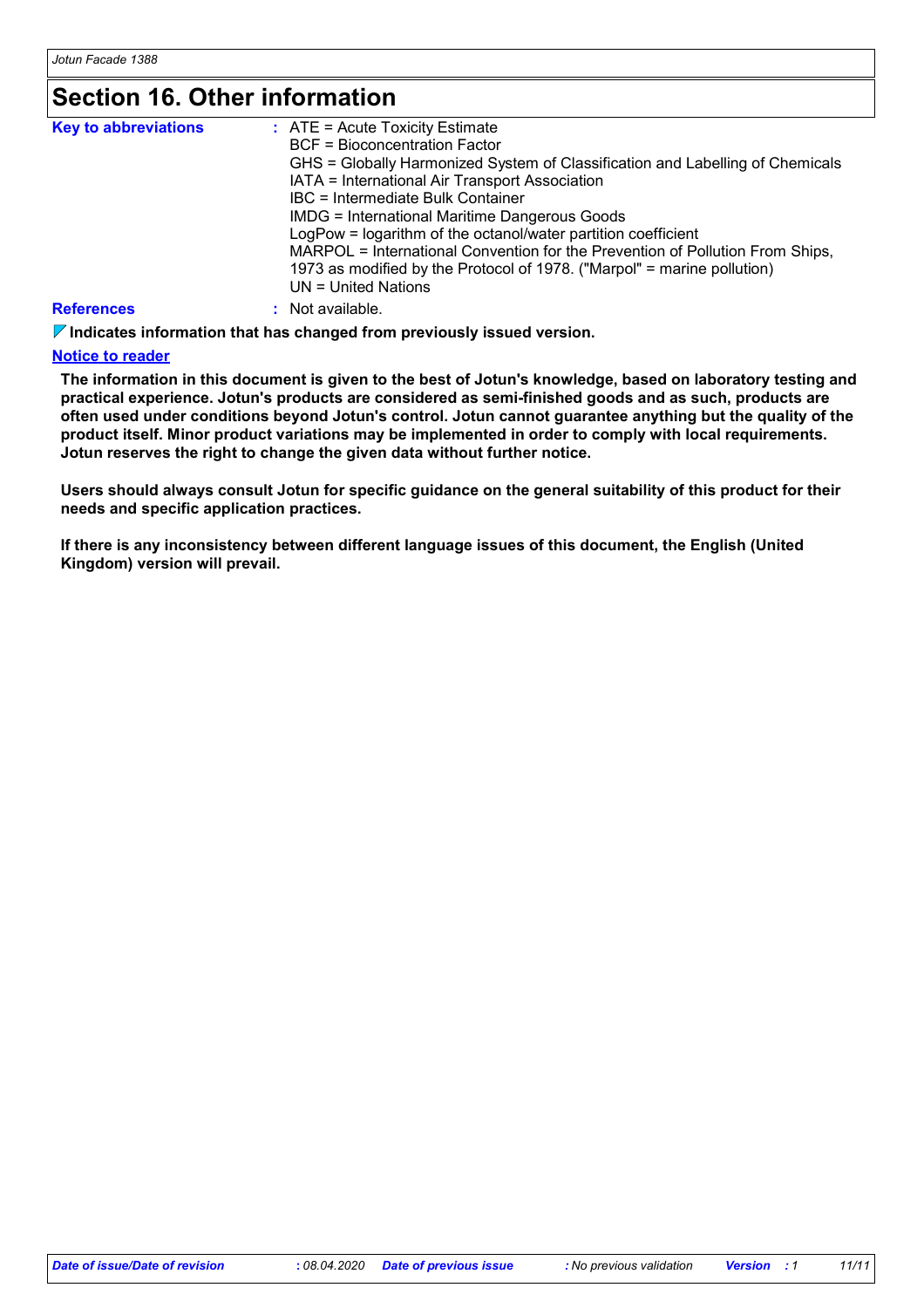## Section 16. Other information

| | |
|---|---|
| **Key to abbreviations** | ATE = Acute Toxicity Estimate<br>BCF = Bioconcentration Factor<br>GHS = Globally Harmonized System of Classification and Labelling of Chemicals<br>IATA = International Air Transport Association<br>IBC = Intermediate Bulk Container<br>IMDG = International Maritime Dangerous Goods<br>LogPow = logarithm of the octanol/water partition coefficient<br>MARPOL = International Convention for the Prevention of Pollution From Ships, 1973 as modified by the Protocol of 1978. ("Marpol" = marine pollution)<br>UN = United Nations |
| **References** | Not available. |

**Indicates information that has changed from previously issued version.**

**Notice to reader**

**The information in this document is given to the best of Jotun's knowledge, based on laboratory testing and practical experience. Jotun's products are considered as semi-finished goods and as such, products are often used under conditions beyond Jotun's control. Jotun cannot guarantee anything but the quality of the product itself. Minor product variations may be implemented in order to comply with local requirements. Jotun reserves the right to change the given data without further notice.**

**Users should always consult Jotun for specific guidance on the general suitability of this product for their needs and specific application practices.**

**If there is any inconsistency between different language issues of this document, the English (United Kingdom) version will prevail.**